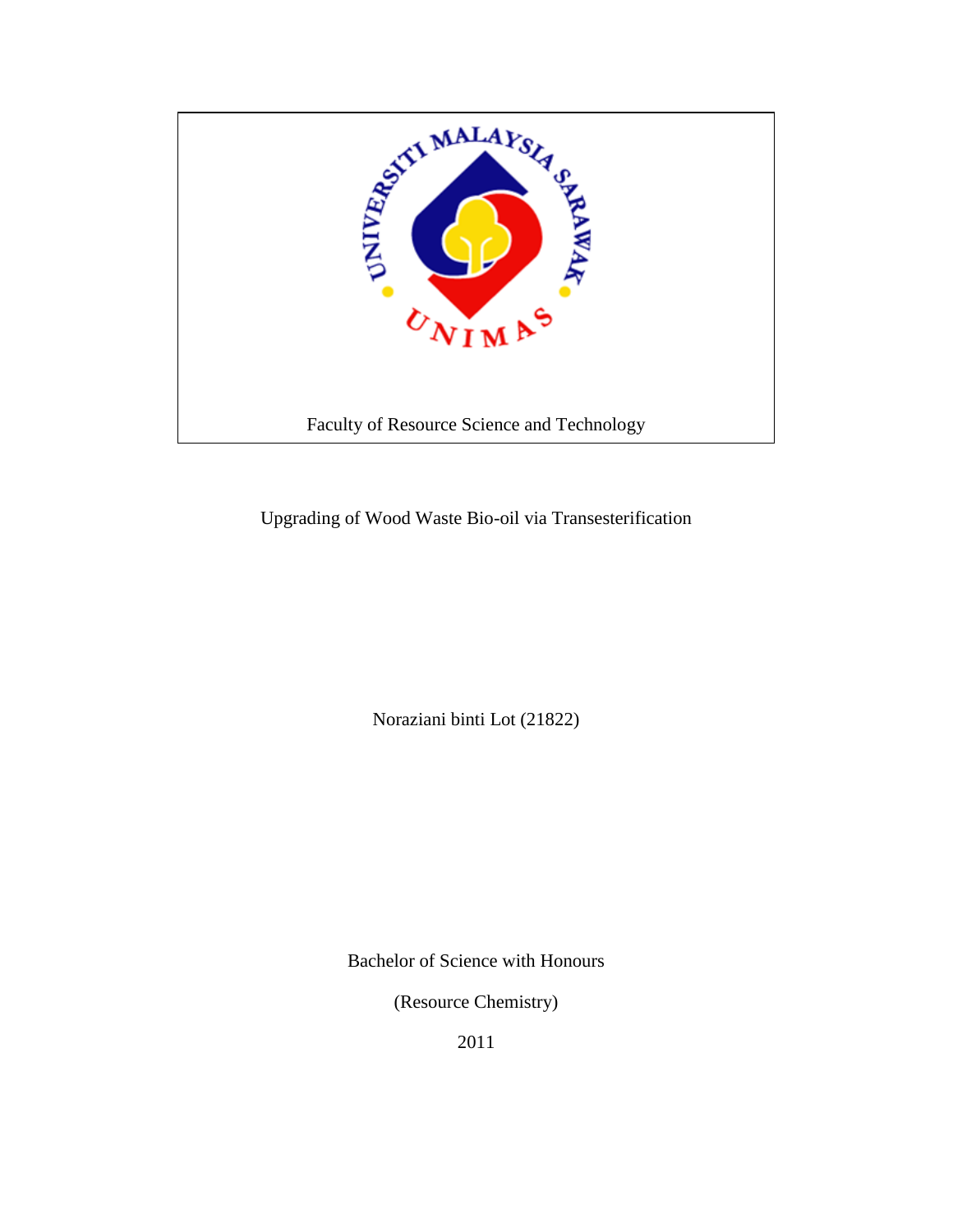Faculty of Resource Science and Technology

Upgrading of Wood Waste Bio-oil via Transesterification

Noraziani binti Lot (21822)

Bachelor of Science with Honours

(Resource Chemistry)

2011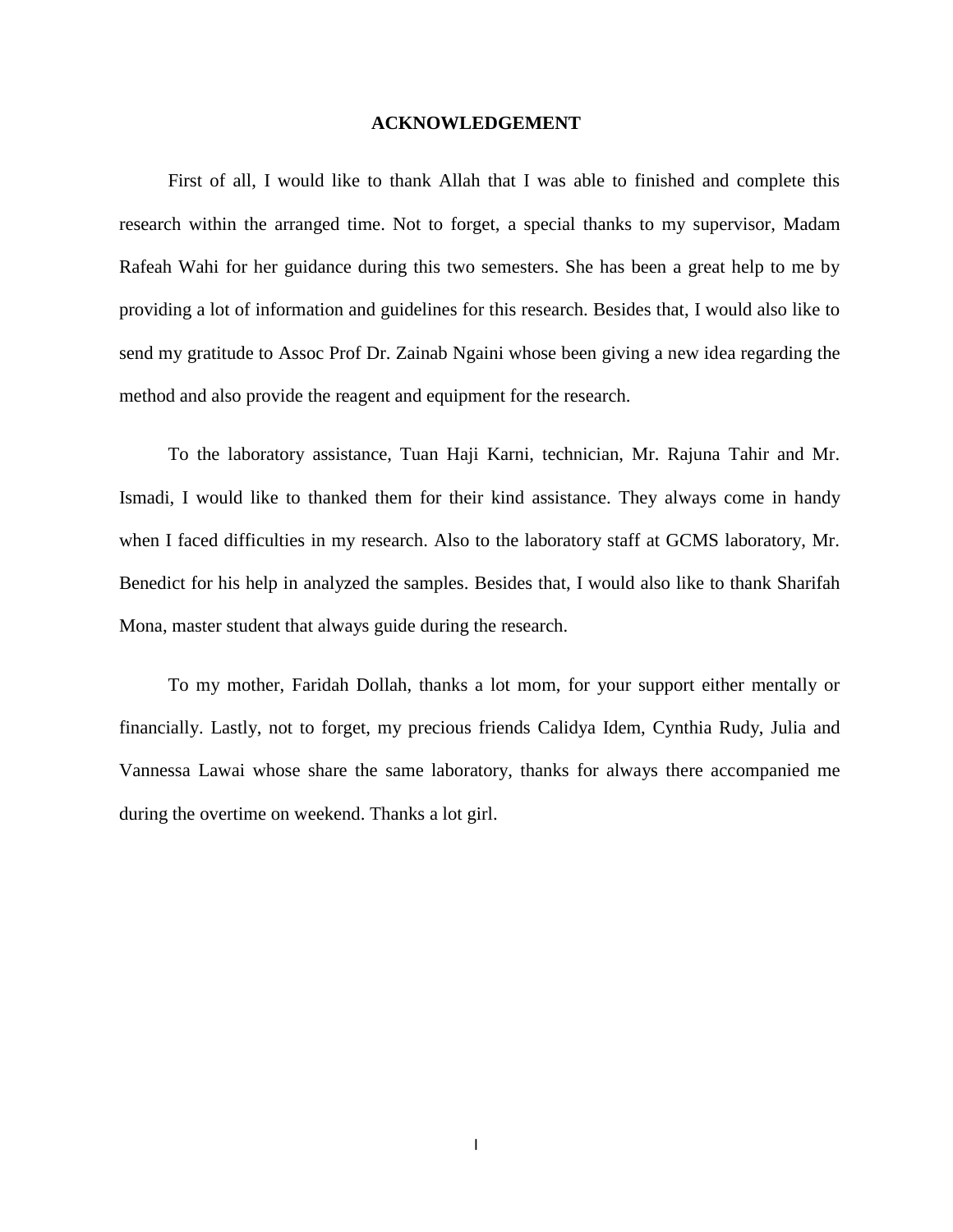# ACKNOWLEDGEMENT

First of all, I would like to thank Allah that I was able to finished and complete this research within the arranged time. Not to forget, a special thanks to my supervisor, Madam Rafeah Wahi for her guidance during this two semesters. She has been a great help to me by providing a lot of information and guidelines for this research. Besides that, I would also like to send my gratitude to Assoc Prof Dr. Zainab Ngaini whose been giving a new idea regarding the method and also provide the reagent and equipment for the research.

To the laboratory assistance, Tuan Haji Karni, technician, Mr. Rajuna Tahir and Mr. Ismadi, I would like to thanked them for their kind assistance. They always come in handy when I faced difficulties in my research. Also to the laboratory staff at GCMS laboratory, Mr. Benedict for his help in analyzed the samples. Besides that, I would also like to thank Sharifah Mona, master student that always guide during the research.

To my mother, Faridah Dollah, thanks a lot mom, for your support either mentally or financially. Lastly, not to forget, my precious friends Calidya Idem, Cynthia Rudy, Julia and Vannessa Lawai whose share the same laboratory, thanks for always there accompanied me during the overtime on weekend. Thanks a lot girl.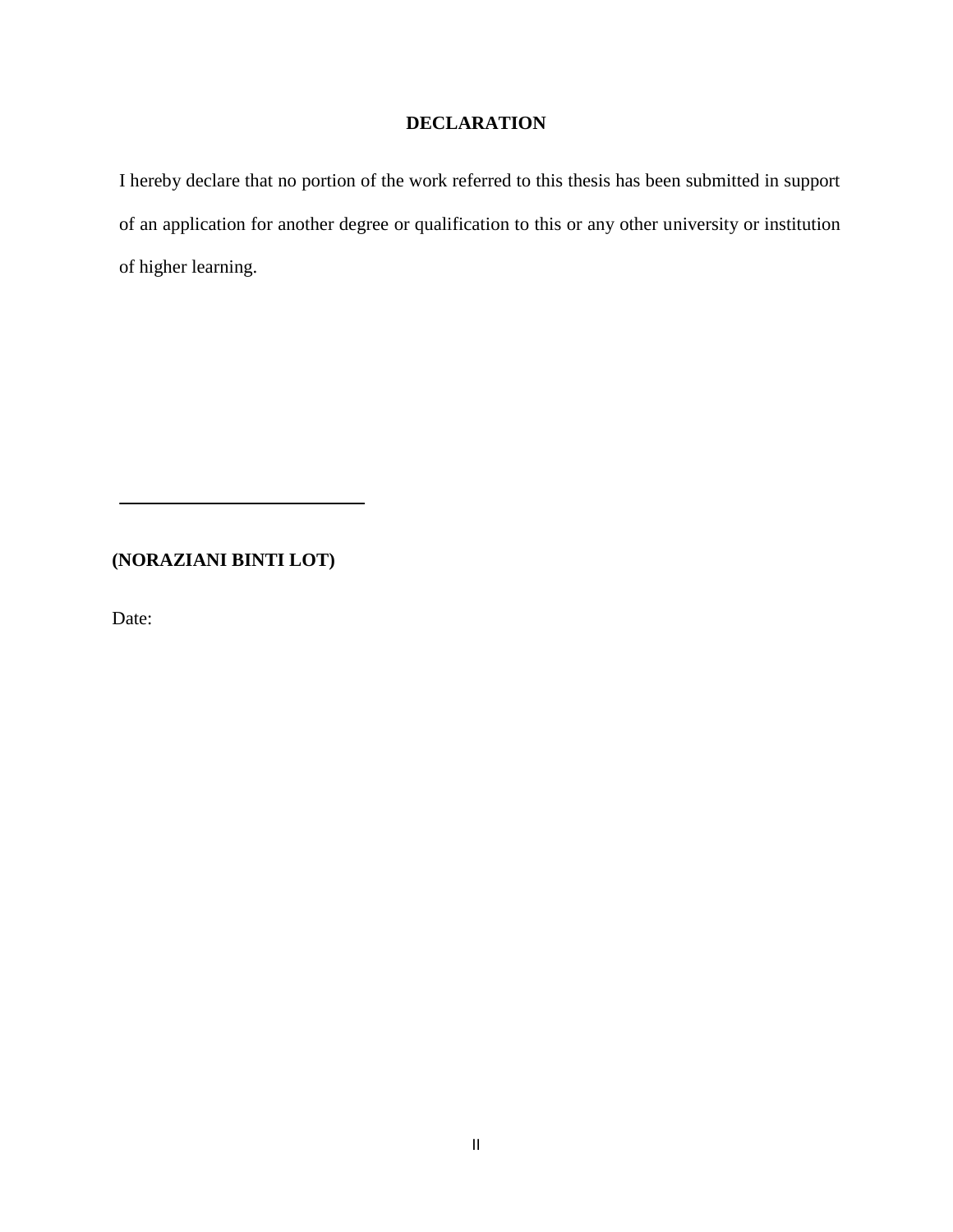# DECLARATION

I hereby declare that no portion of the work referred to this thesis has been submitted in support of an application for another degree or qualification to this or any other university or institution of higher learning.

____________________________

**(NORAZIANI BINTI LOT)**

Date: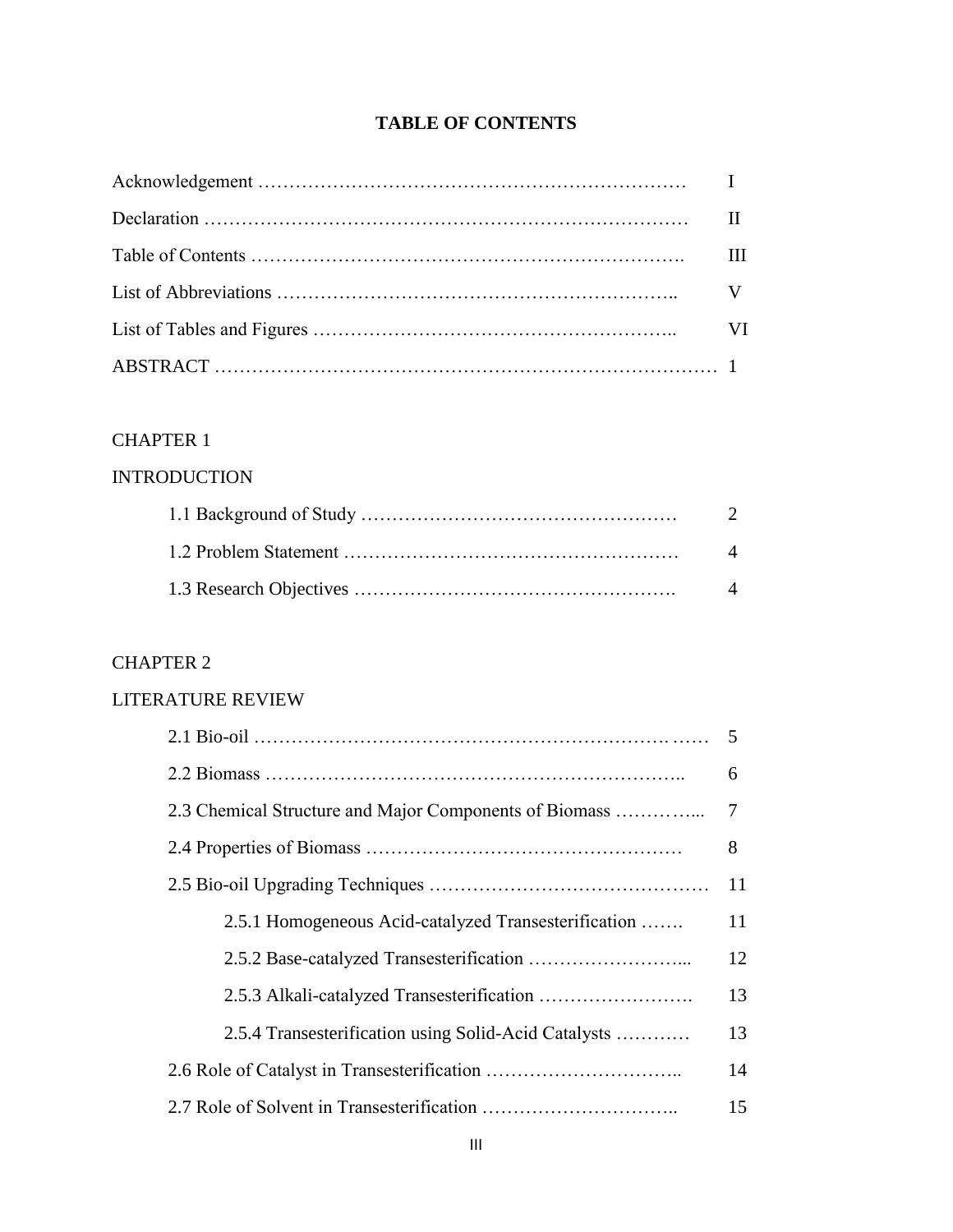# TABLE OF CONTENTS

| | |
|---|---|
| Acknowledgement ………………………………………………………… | I |
| Declaration ………………………………………………………………… | II |
| Table of Contents ………………………………………………………. | III |
| List of Abbreviations …………………………………………………….. | V |
| List of Tables and Figures ……………………………………………….. | VI |
| ABSTRACT ………………………………………………………………… | 1 |

CHAPTER 1

INTRODUCTION

| | |
|---|---|
| 1.1 Background of Study …………………………………………… | 2 |
| 1.2 Problem Statement ……………………………………………… | 4 |
| 1.3 Research Objectives ……………………………………………. | 4 |

CHAPTER 2

LITERATURE REVIEW

| | |
|---|---|
| 2.1 Bio-oil ……………………………………………………… …… | 5 |
| 2.2 Biomass ……………………………………………………….. | 6 |
| 2.3 Chemical Structure and Major Components of Biomass …………... | 7 |
| 2.4 Properties of Biomass ………………………………………… | 8 |
| 2.5 Bio-oil Upgrading Techniques …………………………………… | 11 |
| 2.5.1 Homogeneous Acid-catalyzed Transesterification ……. | 11 |
| 2.5.2 Base-catalyzed Transesterification ……………………... | 12 |
| 2.5.3 Alkali-catalyzed Transesterification ……………………. | 13 |
| 2.5.4 Transesterification using Solid-Acid Catalysts ………… | 13 |
| 2.6 Role of Catalyst in Transesterification ………………………….. | 14 |
| 2.7 Role of Solvent in Transesterification ………………………….. | 15 |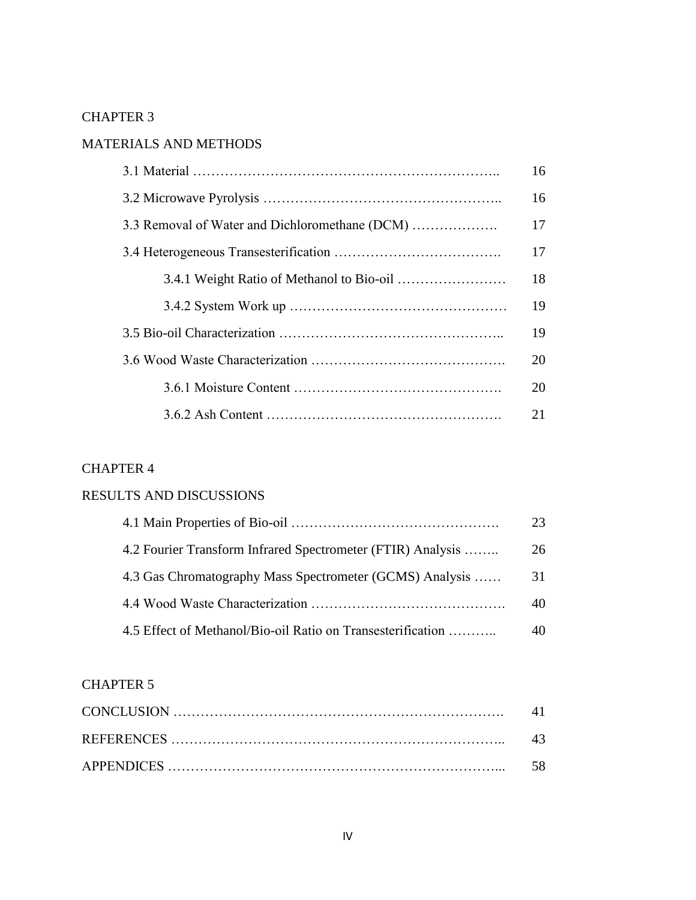CHAPTER 3

MATERIALS AND METHODS

| | |
|---|---|
| 3.1 Material ……………………………………………………….. | 16 |
| 3.2 Microwave Pyrolysis …………………………………………….. | 16 |
| 3.3 Removal of Water and Dichloromethane (DCM) ………………. | 17 |
| 3.4 Heterogeneous Transesterification ………………………………. | 17 |
| &nbsp;&nbsp;&nbsp;&nbsp;3.4.1 Weight Ratio of Methanol to Bio-oil …………………… | 18 |
| &nbsp;&nbsp;&nbsp;&nbsp;3.4.2 System Work up ……………………………………… | 19 |
| 3.5 Bio-oil Characterization ………………………………………….. | 19 |
| 3.6 Wood Waste Characterization ……………………………………. | 20 |
| &nbsp;&nbsp;&nbsp;&nbsp;3.6.1 Moisture Content ………………………………………. | 20 |
| &nbsp;&nbsp;&nbsp;&nbsp;3.6.2 Ash Content ……………………………………………. | 21 |

CHAPTER 4

RESULTS AND DISCUSSIONS

| | |
|---|---|
| 4.1 Main Properties of Bio-oil ………………………………………. | 23 |
| 4.2 Fourier Transform Infrared Spectrometer (FTIR) Analysis …….. | 26 |
| 4.3 Gas Chromatography Mass Spectrometer (GCMS) Analysis …… | 31 |
| 4.4 Wood Waste Characterization ……………………………………. | 40 |
| 4.5 Effect of Methanol/Bio-oil Ratio on Transesterification ……….. | 40 |

CHAPTER 5

| | |
|---|---|
| CONCLUSION ……………………………………………………………. | 41 |
| REFERENCES ………………………………………………………….. | 43 |
| APPENDICES ………………………………………………………….... | 58 |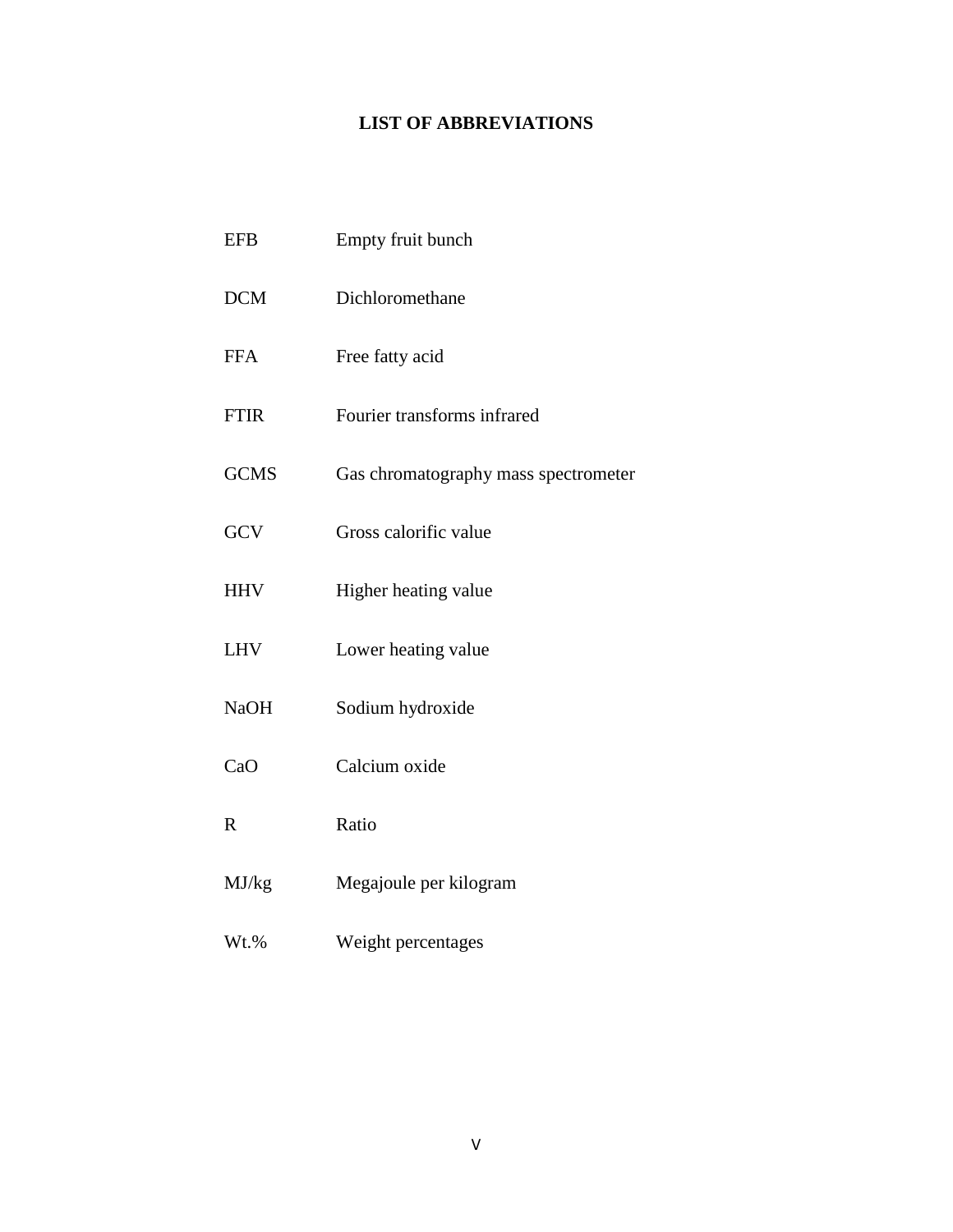# LIST OF ABBREVIATIONS

| | |
|---|---|
| EFB | Empty fruit bunch |
| DCM | Dichloromethane |
| FFA | Free fatty acid |
| FTIR | Fourier transforms infrared |
| GCMS | Gas chromatography mass spectrometer |
| GCV | Gross calorific value |
| HHV | Higher heating value |
| LHV | Lower heating value |
| NaOH | Sodium hydroxide |
| CaO | Calcium oxide |
| R | Ratio |
| MJ/kg | Megajoule per kilogram |
| Wt.% | Weight percentages |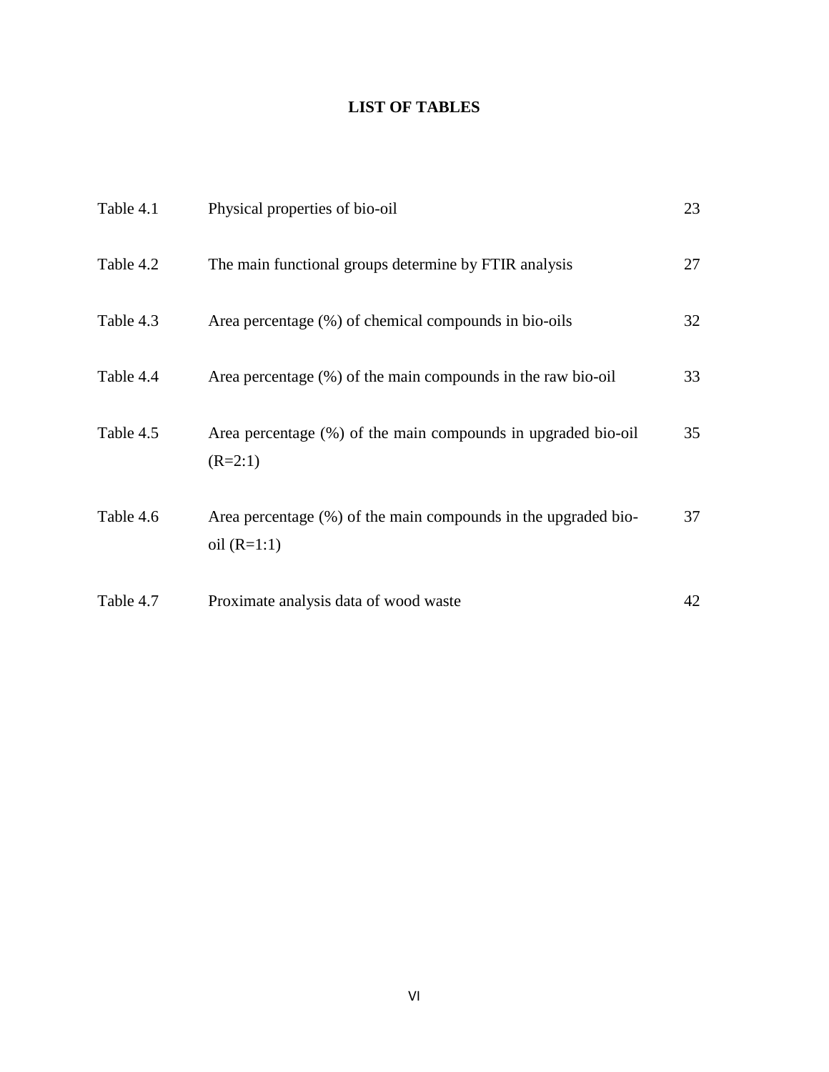# LIST OF TABLES

| | | |
|---|---|---|
| Table 4.1 | Physical properties of bio-oil | 23 |
| Table 4.2 | The main functional groups determine by FTIR analysis | 27 |
| Table 4.3 | Area percentage (%) of chemical compounds in bio-oils | 32 |
| Table 4.4 | Area percentage (%) of the main compounds in the raw bio-oil | 33 |
| Table 4.5 | Area percentage (%) of the main compounds in upgraded bio-oil (R=2:1) | 35 |
| Table 4.6 | Area percentage (%) of the main compounds in the upgraded bio-oil (R=1:1) | 37 |
| Table 4.7 | Proximate analysis data of wood waste | 42 |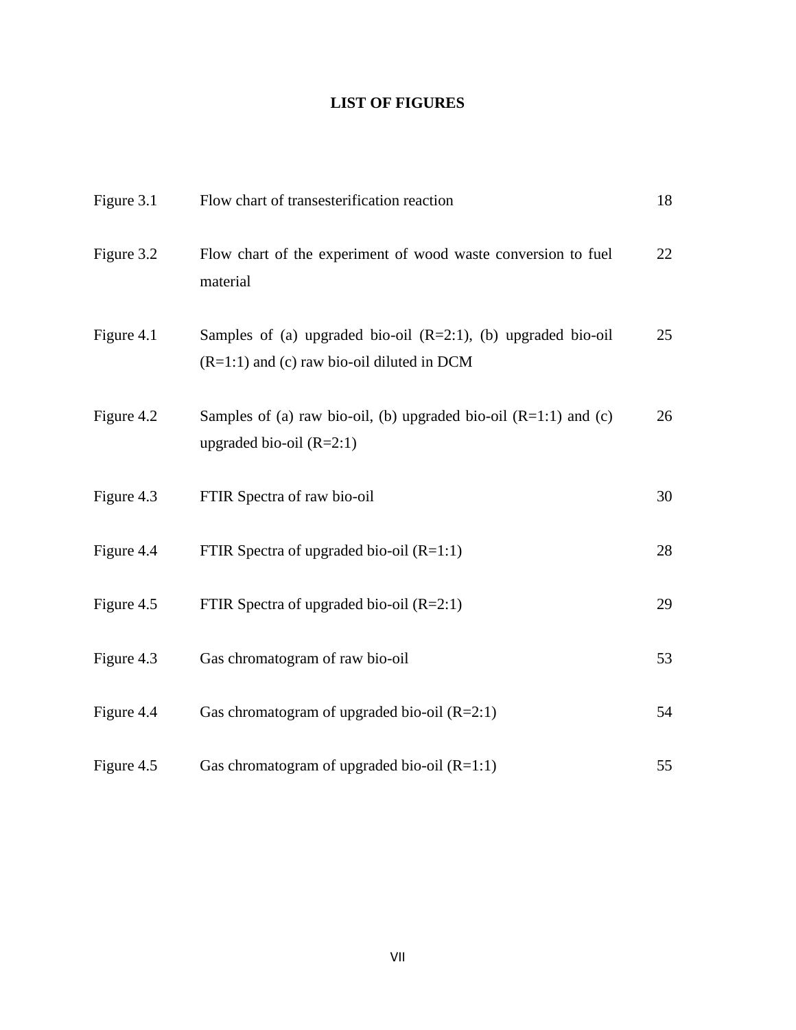# LIST OF FIGURES

| | | |
|---|---|---|
| Figure 3.1 | Flow chart of transesterification reaction | 18 |
| Figure 3.2 | Flow chart of the experiment of wood waste conversion to fuel material | 22 |
| Figure 4.1 | Samples of (a) upgraded bio-oil (R=2:1), (b) upgraded bio-oil (R=1:1) and (c) raw bio-oil diluted in DCM | 25 |
| Figure 4.2 | Samples of (a) raw bio-oil, (b) upgraded bio-oil (R=1:1) and (c) upgraded bio-oil (R=2:1) | 26 |
| Figure 4.3 | FTIR Spectra of raw bio-oil | 30 |
| Figure 4.4 | FTIR Spectra of upgraded bio-oil (R=1:1) | 28 |
| Figure 4.5 | FTIR Spectra of upgraded bio-oil (R=2:1) | 29 |
| Figure 4.3 | Gas chromatogram of raw bio-oil | 53 |
| Figure 4.4 | Gas chromatogram of upgraded bio-oil (R=2:1) | 54 |
| Figure 4.5 | Gas chromatogram of upgraded bio-oil (R=1:1) | 55 |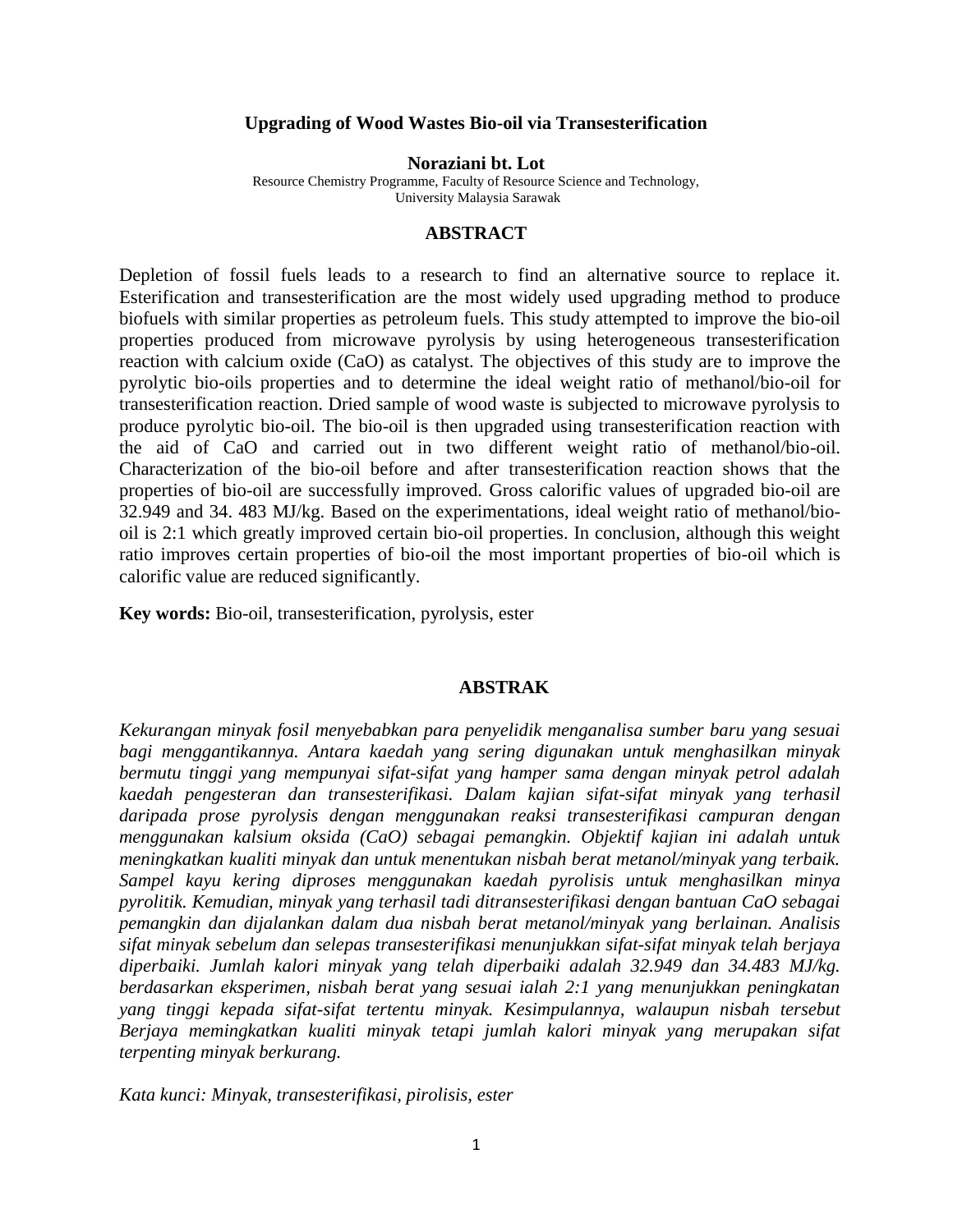# Upgrading of Wood Wastes Bio-oil via Transesterification

**Noraziani bt. Lot**

Resource Chemistry Programme, Faculty of Resource Science and Technology,
University Malaysia Sarawak

## ABSTRACT

Depletion of fossil fuels leads to a research to find an alternative source to replace it. Esterification and transesterification are the most widely used upgrading method to produce biofuels with similar properties as petroleum fuels. This study attempted to improve the bio-oil properties produced from microwave pyrolysis by using heterogeneous transesterification reaction with calcium oxide (CaO) as catalyst. The objectives of this study are to improve the pyrolytic bio-oils properties and to determine the ideal weight ratio of methanol/bio-oil for transesterification reaction. Dried sample of wood waste is subjected to microwave pyrolysis to produce pyrolytic bio-oil. The bio-oil is then upgraded using transesterification reaction with the aid of CaO and carried out in two different weight ratio of methanol/bio-oil. Characterization of the bio-oil before and after transesterification reaction shows that the properties of bio-oil are successfully improved. Gross calorific values of upgraded bio-oil are 32.949 and 34. 483 MJ/kg. Based on the experimentations, ideal weight ratio of methanol/bio-oil is 2:1 which greatly improved certain bio-oil properties. In conclusion, although this weight ratio improves certain properties of bio-oil the most important properties of bio-oil which is calorific value are reduced significantly.

**Key words:** Bio-oil, transesterification, pyrolysis, ester

## ABSTRAK

*Kekurangan minyak fosil menyebabkan para penyelidik menganalisa sumber baru yang sesuai bagi menggantikannya. Antara kaedah yang sering digunakan untuk menghasilkan minyak bermutu tinggi yang mempunyai sifat-sifat yang hamper sama dengan minyak petrol adalah kaedah pengesteran dan transesterifikasi. Dalam kajian sifat-sifat minyak yang terhasil daripada prose pyrolysis dengan menggunakan reaksi transesterifikasi campuran dengan menggunakan kalsium oksida (CaO) sebagai pemangkin. Objektif kajian ini adalah untuk meningkatkan kualiti minyak dan untuk menentukan nisbah berat metanol/minyak yang terbaik. Sampel kayu kering diproses menggunakan kaedah pyrolisis untuk menghasilkan minya pyrolitik. Kemudian, minyak yang terhasil tadi ditransesterifikasi dengan bantuan CaO sebagai pemangkin dan dijalankan dalam dua nisbah berat metanol/minyak yang berlainan. Analisis sifat minyak sebelum dan selepas transesterifikasi menunjukkan sifat-sifat minyak telah berjaya diperbaiki. Jumlah kalori minyak yang telah diperbaiki adalah 32.949 dan 34.483 MJ/kg. berdasarkan eksperimen, nisbah berat yang sesuai ialah 2:1 yang menunjukkan peningkatan yang tinggi kepada sifat-sifat tertentu minyak. Kesimpulannya, walaupun nisbah tersebut Berjaya memingkatkan kualiti minyak tetapi jumlah kalori minyak yang merupakan sifat terpenting minyak berkurang.*

*Kata kunci: Minyak, transesterifikasi, pirolisis, ester*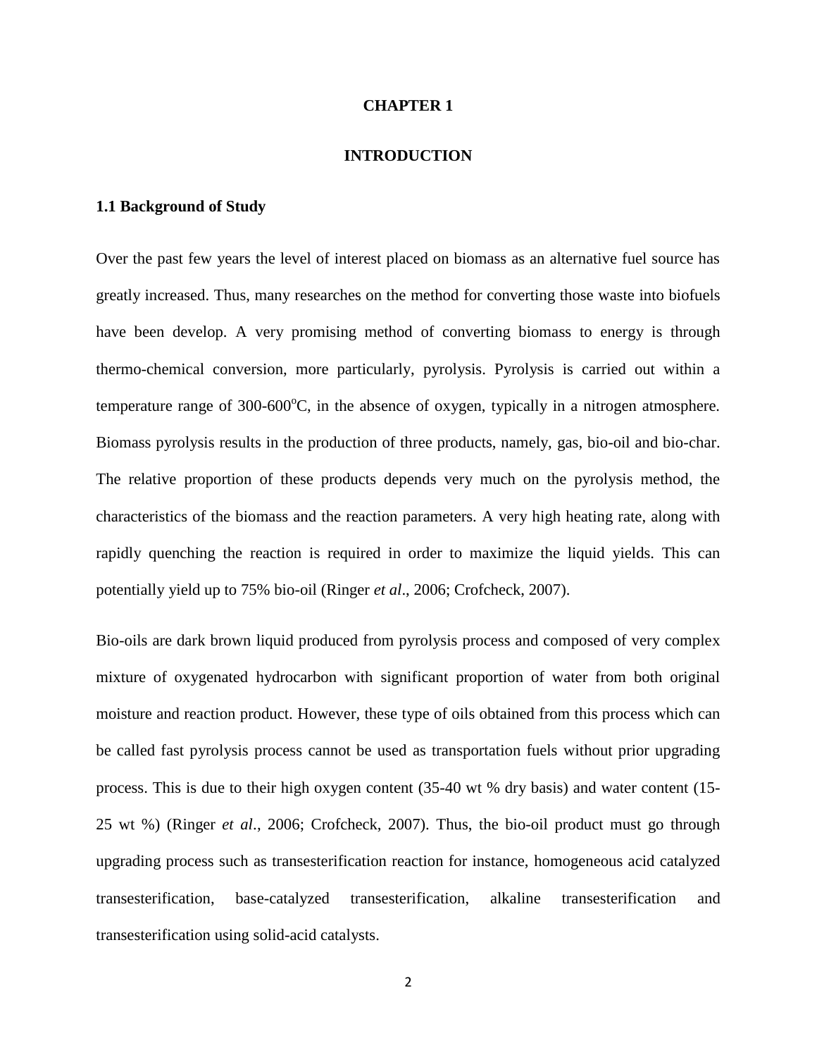# CHAPTER 1

# INTRODUCTION

## 1.1 Background of Study

Over the past few years the level of interest placed on biomass as an alternative fuel source has greatly increased. Thus, many researches on the method for converting those waste into biofuels have been develop. A very promising method of converting biomass to energy is through thermo-chemical conversion, more particularly, pyrolysis. Pyrolysis is carried out within a temperature range of 300-600$^{o}$C, in the absence of oxygen, typically in a nitrogen atmosphere. Biomass pyrolysis results in the production of three products, namely, gas, bio-oil and bio-char. The relative proportion of these products depends very much on the pyrolysis method, the characteristics of the biomass and the reaction parameters. A very high heating rate, along with rapidly quenching the reaction is required in order to maximize the liquid yields. This can potentially yield up to 75% bio-oil (Ringer *et al*., 2006; Crofcheck, 2007).

Bio-oils are dark brown liquid produced from pyrolysis process and composed of very complex mixture of oxygenated hydrocarbon with significant proportion of water from both original moisture and reaction product. However, these type of oils obtained from this process which can be called fast pyrolysis process cannot be used as transportation fuels without prior upgrading process. This is due to their high oxygen content (35-40 wt % dry basis) and water content (15-25 wt %) (Ringer *et al*., 2006; Crofcheck, 2007). Thus, the bio-oil product must go through upgrading process such as transesterification reaction for instance, homogeneous acid catalyzed transesterification, base-catalyzed transesterification, alkaline transesterification and transesterification using solid-acid catalysts.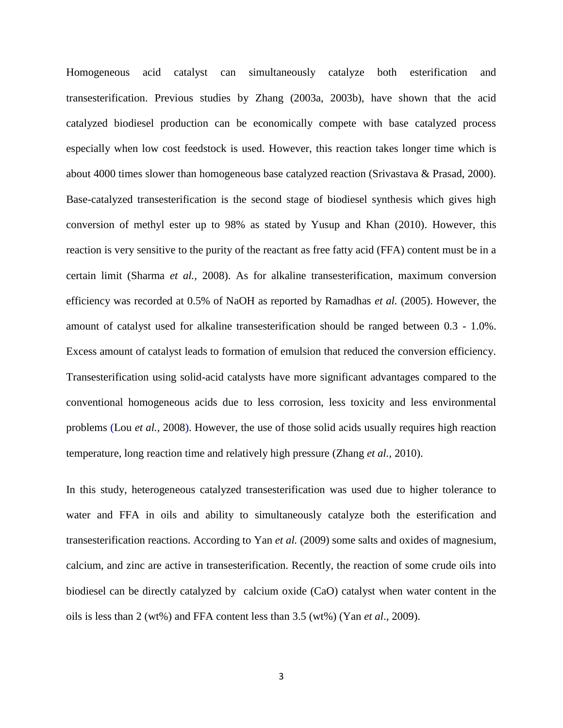Homogeneous acid catalyst can simultaneously catalyze both esterification and transesterification. Previous studies by Zhang (2003a, 2003b), have shown that the acid catalyzed biodiesel production can be economically compete with base catalyzed process especially when low cost feedstock is used. However, this reaction takes longer time which is about 4000 times slower than homogeneous base catalyzed reaction (Srivastava & Prasad, 2000). Base-catalyzed transesterification is the second stage of biodiesel synthesis which gives high conversion of methyl ester up to 98% as stated by Yusup and Khan (2010). However, this reaction is very sensitive to the purity of the reactant as free fatty acid (FFA) content must be in a certain limit (Sharma *et al.*, 2008). As for alkaline transesterification, maximum conversion efficiency was recorded at 0.5% of NaOH as reported by Ramadhas *et al.* (2005). However, the amount of catalyst used for alkaline transesterification should be ranged between 0.3 - 1.0%. Excess amount of catalyst leads to formation of emulsion that reduced the conversion efficiency. Transesterification using solid-acid catalysts have more significant advantages compared to the conventional homogeneous acids due to less corrosion, less toxicity and less environmental problems (Lou *et al.*, 2008). However, the use of those solid acids usually requires high reaction temperature, long reaction time and relatively high pressure (Zhang *et al.*, 2010).

In this study, heterogeneous catalyzed transesterification was used due to higher tolerance to water and FFA in oils and ability to simultaneously catalyze both the esterification and transesterification reactions. According to Yan *et al.* (2009) some salts and oxides of magnesium, calcium, and zinc are active in transesterification. Recently, the reaction of some crude oils into biodiesel can be directly catalyzed by calcium oxide (CaO) catalyst when water content in the oils is less than 2 (wt%) and FFA content less than 3.5 (wt%) (Yan *et al*., 2009).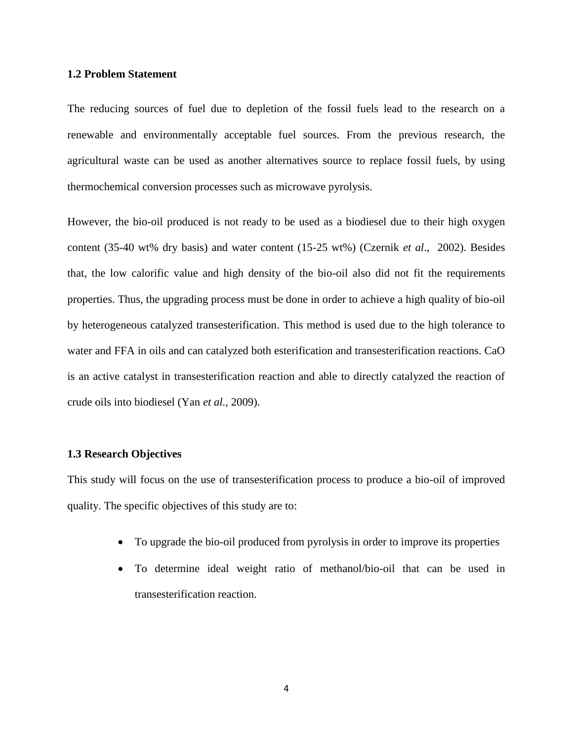### 1.2 Problem Statement

The reducing sources of fuel due to depletion of the fossil fuels lead to the research on a renewable and environmentally acceptable fuel sources. From the previous research, the agricultural waste can be used as another alternatives source to replace fossil fuels, by using thermochemical conversion processes such as microwave pyrolysis.

However, the bio-oil produced is not ready to be used as a biodiesel due to their high oxygen content (35-40 wt% dry basis) and water content (15-25 wt%) (Czernik *et al*., 2002). Besides that, the low calorific value and high density of the bio-oil also did not fit the requirements properties. Thus, the upgrading process must be done in order to achieve a high quality of bio-oil by heterogeneous catalyzed transesterification. This method is used due to the high tolerance to water and FFA in oils and can catalyzed both esterification and transesterification reactions. CaO is an active catalyst in transesterification reaction and able to directly catalyzed the reaction of crude oils into biodiesel (Yan *et al.*, 2009).

### 1.3 Research Objectives

This study will focus on the use of transesterification process to produce a bio-oil of improved quality. The specific objectives of this study are to:

- To upgrade the bio-oil produced from pyrolysis in order to improve its properties
- To determine ideal weight ratio of methanol/bio-oil that can be used in transesterification reaction.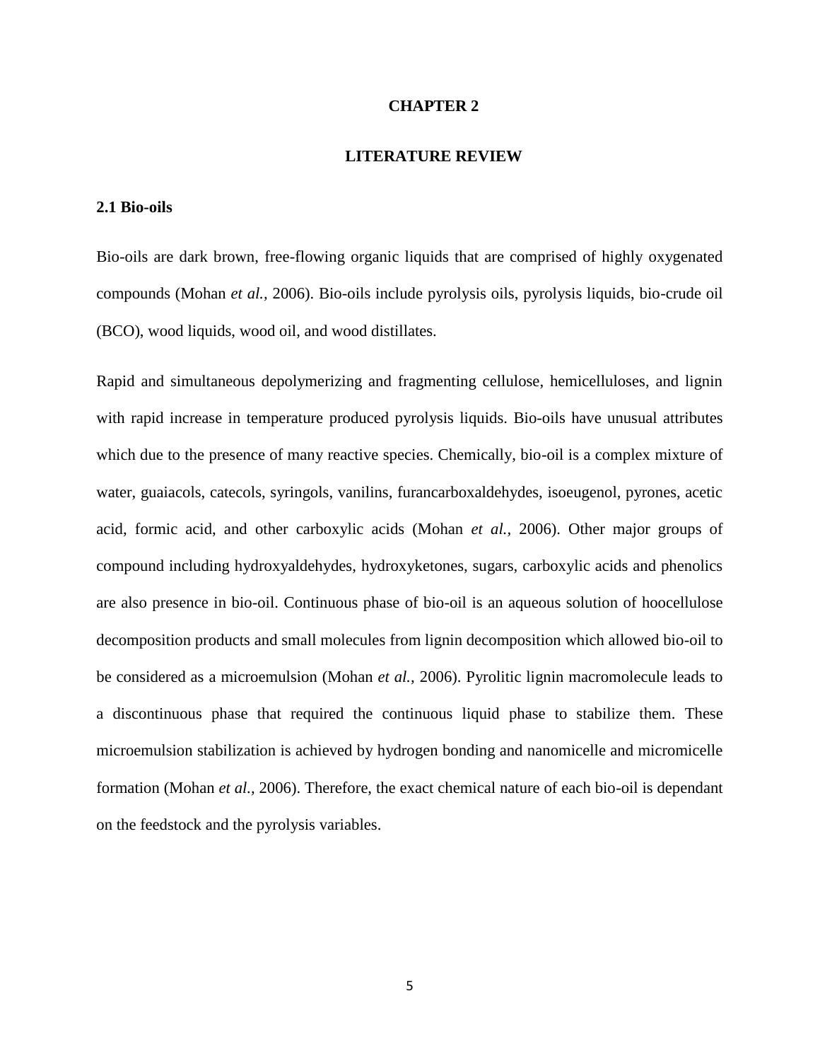# CHAPTER 2

# LITERATURE REVIEW

## 2.1 Bio-oils

Bio-oils are dark brown, free-flowing organic liquids that are comprised of highly oxygenated compounds (Mohan *et al.,* 2006). Bio-oils include pyrolysis oils, pyrolysis liquids, bio-crude oil (BCO), wood liquids, wood oil, and wood distillates.

Rapid and simultaneous depolymerizing and fragmenting cellulose, hemicelluloses, and lignin with rapid increase in temperature produced pyrolysis liquids. Bio-oils have unusual attributes which due to the presence of many reactive species. Chemically, bio-oil is a complex mixture of water, guaiacols, catecols, syringols, vanilins, furancarboxaldehydes, isoeugenol, pyrones, acetic acid, formic acid, and other carboxylic acids (Mohan *et al.,* 2006). Other major groups of compound including hydroxyaldehydes, hydroxyketones, sugars, carboxylic acids and phenolics are also presence in bio-oil. Continuous phase of bio-oil is an aqueous solution of hoocellulose decomposition products and small molecules from lignin decomposition which allowed bio-oil to be considered as a microemulsion (Mohan *et al.,* 2006). Pyrolitic lignin macromolecule leads to a discontinuous phase that required the continuous liquid phase to stabilize them. These microemulsion stabilization is achieved by hydrogen bonding and nanomicelle and micromicelle formation (Mohan *et al.,* 2006). Therefore, the exact chemical nature of each bio-oil is dependant on the feedstock and the pyrolysis variables.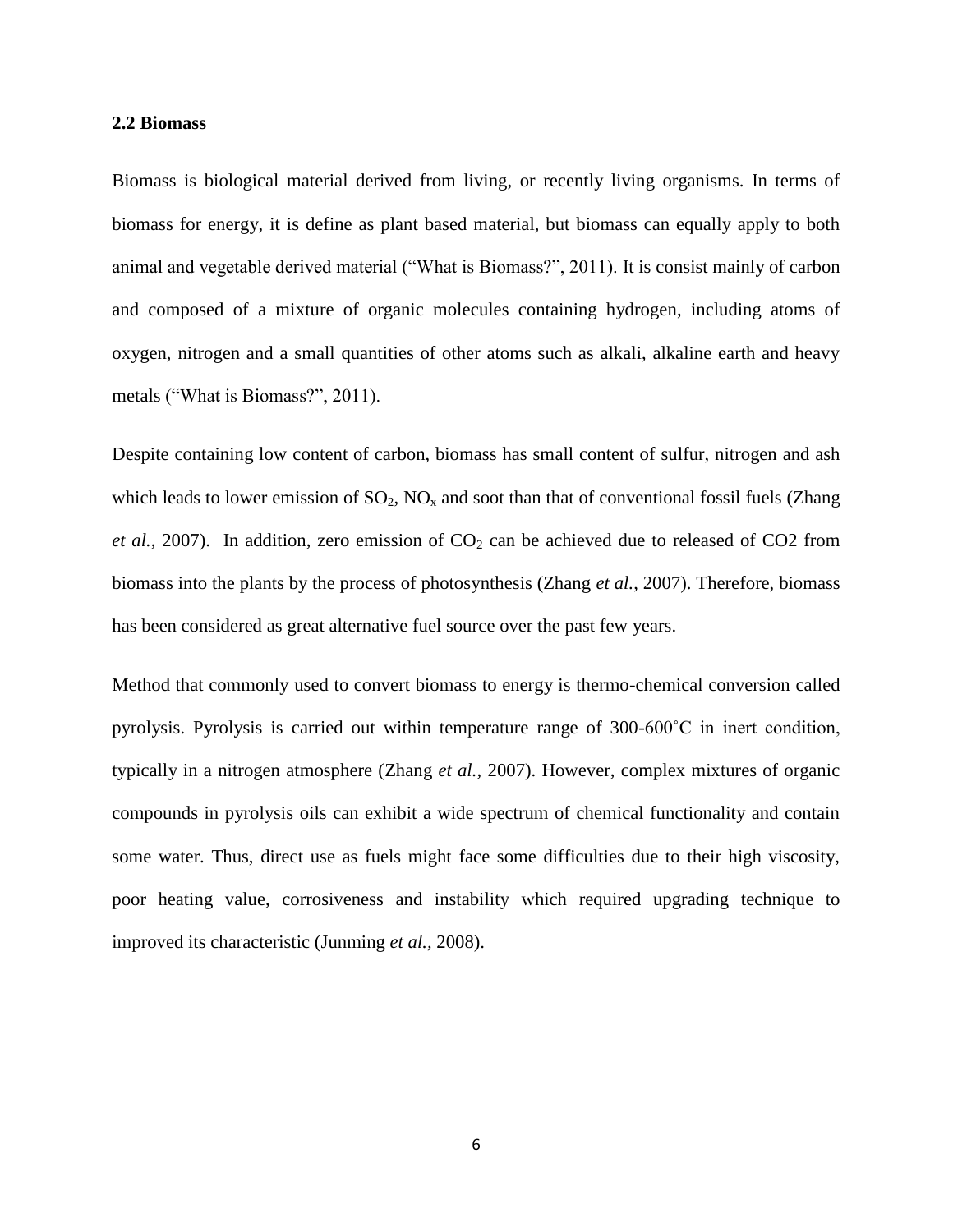### 2.2 Biomass

Biomass is biological material derived from living, or recently living organisms. In terms of biomass for energy, it is define as plant based material, but biomass can equally apply to both animal and vegetable derived material ("What is Biomass?", 2011). It is consist mainly of carbon and composed of a mixture of organic molecules containing hydrogen, including atoms of oxygen, nitrogen and a small quantities of other atoms such as alkali, alkaline earth and heavy metals ("What is Biomass?", 2011).

Despite containing low content of carbon, biomass has small content of sulfur, nitrogen and ash which leads to lower emission of $SO_2$, $NO_x$ and soot than that of conventional fossil fuels (Zhang *et al.*, 2007). In addition, zero emission of $CO_2$ can be achieved due to released of CO2 from biomass into the plants by the process of photosynthesis (Zhang *et al.*, 2007). Therefore, biomass has been considered as great alternative fuel source over the past few years.

Method that commonly used to convert biomass to energy is thermo-chemical conversion called pyrolysis. Pyrolysis is carried out within temperature range of 300-600˚C in inert condition, typically in a nitrogen atmosphere (Zhang *et al.,* 2007). However, complex mixtures of organic compounds in pyrolysis oils can exhibit a wide spectrum of chemical functionality and contain some water. Thus, direct use as fuels might face some difficulties due to their high viscosity, poor heating value, corrosiveness and instability which required upgrading technique to improved its characteristic (Junming *et al.,* 2008).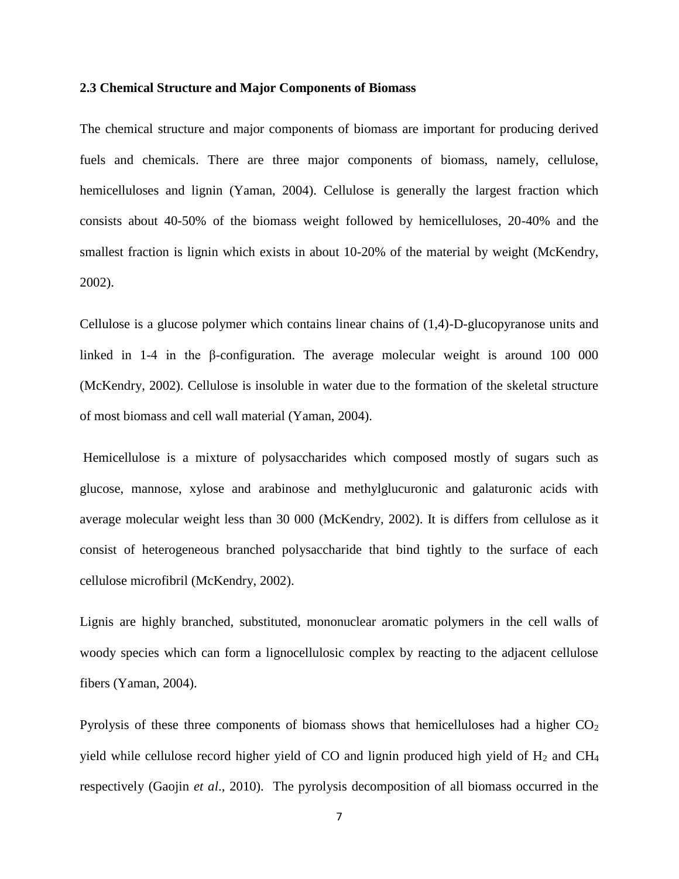### 2.3 Chemical Structure and Major Components of Biomass

The chemical structure and major components of biomass are important for producing derived fuels and chemicals. There are three major components of biomass, namely, cellulose, hemicelluloses and lignin (Yaman, 2004). Cellulose is generally the largest fraction which consists about 40-50% of the biomass weight followed by hemicelluloses, 20-40% and the smallest fraction is lignin which exists in about 10-20% of the material by weight (McKendry, 2002).

Cellulose is a glucose polymer which contains linear chains of (1,4)-D-glucopyranose units and linked in 1-4 in the β-configuration. The average molecular weight is around 100 000 (McKendry, 2002). Cellulose is insoluble in water due to the formation of the skeletal structure of most biomass and cell wall material (Yaman, 2004).

Hemicellulose is a mixture of polysaccharides which composed mostly of sugars such as glucose, mannose, xylose and arabinose and methylglucuronic and galaturonic acids with average molecular weight less than 30 000 (McKendry, 2002). It is differs from cellulose as it consist of heterogeneous branched polysaccharide that bind tightly to the surface of each cellulose microfibril (McKendry, 2002).

Lignis are highly branched, substituted, mononuclear aromatic polymers in the cell walls of woody species which can form a lignocellulosic complex by reacting to the adjacent cellulose fibers (Yaman, 2004).

Pyrolysis of these three components of biomass shows that hemicelluloses had a higher $CO_2$ yield while cellulose record higher yield of CO and lignin produced high yield of $H_2$ and $CH_4$ respectively (Gaojin *et al*., 2010). The pyrolysis decomposition of all biomass occurred in the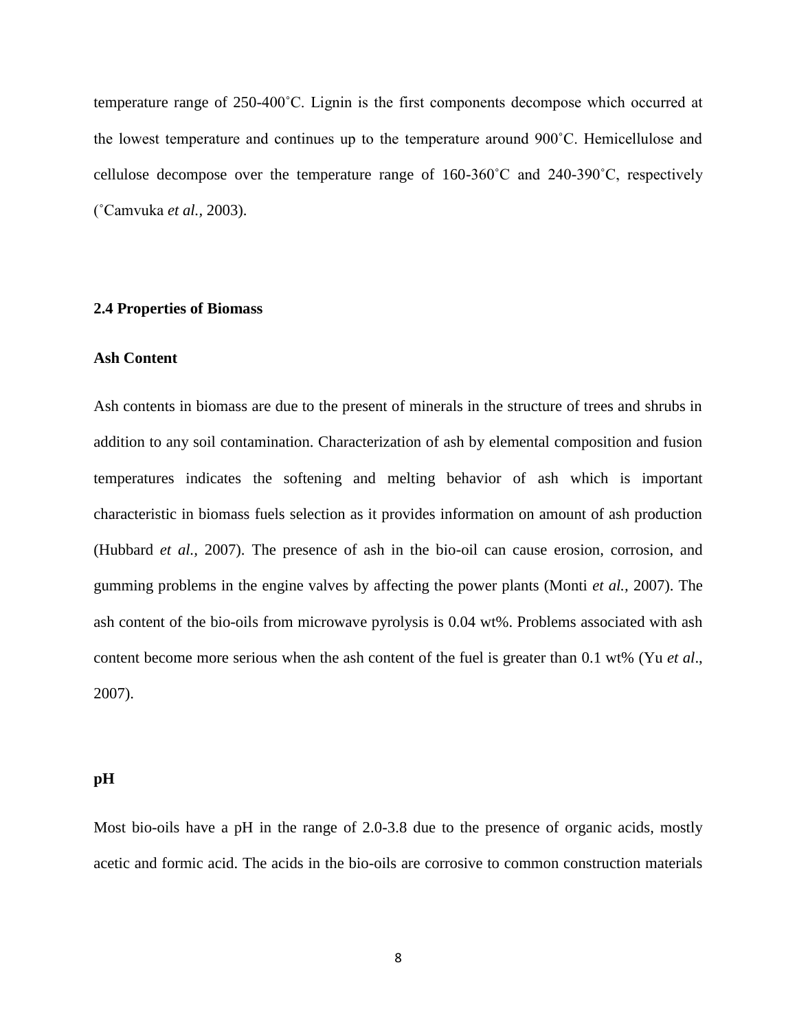temperature range of 250-400˚C. Lignin is the first components decompose which occurred at the lowest temperature and continues up to the temperature around 900˚C. Hemicellulose and cellulose decompose over the temperature range of 160-360˚C and 240-390˚C, respectively (˚Camvuka *et al.,* 2003).

## 2.4 Properties of Biomass

### Ash Content

Ash contents in biomass are due to the present of minerals in the structure of trees and shrubs in addition to any soil contamination. Characterization of ash by elemental composition and fusion temperatures indicates the softening and melting behavior of ash which is important characteristic in biomass fuels selection as it provides information on amount of ash production (Hubbard *et al.,* 2007). The presence of ash in the bio-oil can cause erosion, corrosion, and gumming problems in the engine valves by affecting the power plants (Monti *et al.,* 2007). The ash content of the bio-oils from microwave pyrolysis is 0.04 wt%. Problems associated with ash content become more serious when the ash content of the fuel is greater than 0.1 wt% (Yu *et al*., 2007).

### pH

Most bio-oils have a pH in the range of 2.0-3.8 due to the presence of organic acids, mostly acetic and formic acid. The acids in the bio-oils are corrosive to common construction materials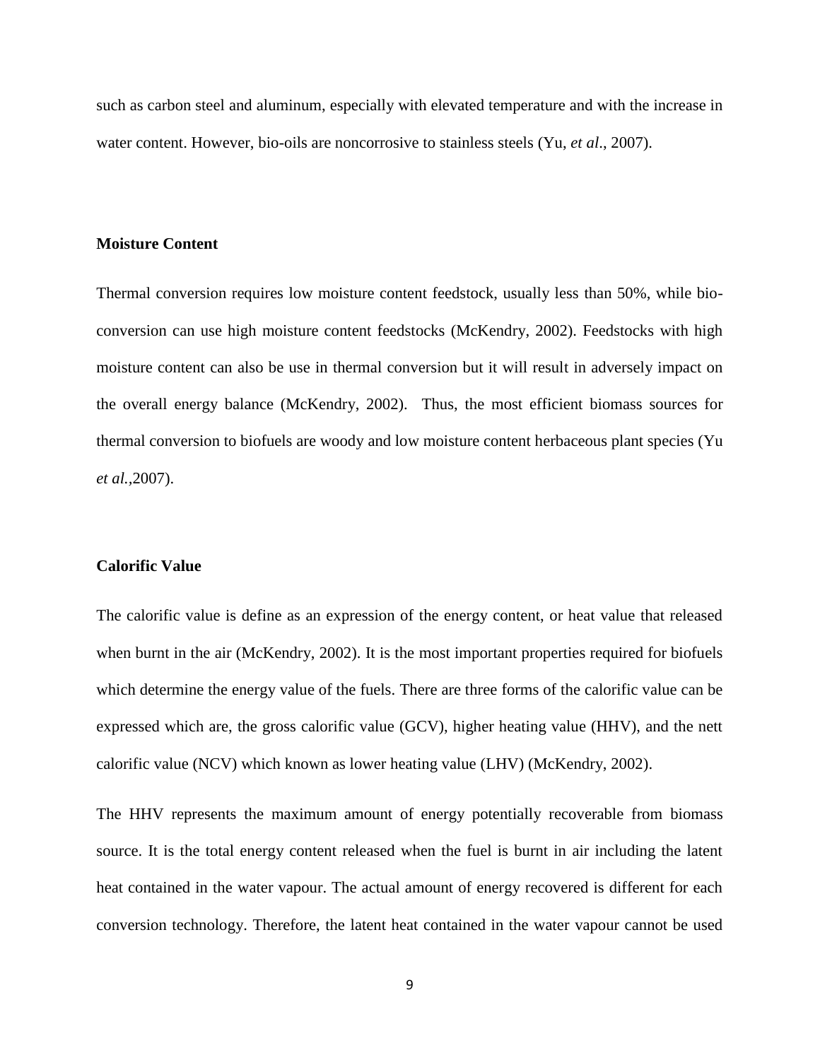such as carbon steel and aluminum, especially with elevated temperature and with the increase in water content. However, bio-oils are noncorrosive to stainless steels (Yu, *et al*., 2007).

### Moisture Content

Thermal conversion requires low moisture content feedstock, usually less than 50%, while bio-conversion can use high moisture content feedstocks (McKendry, 2002). Feedstocks with high moisture content can also be use in thermal conversion but it will result in adversely impact on the overall energy balance (McKendry, 2002). Thus, the most efficient biomass sources for thermal conversion to biofuels are woody and low moisture content herbaceous plant species (Yu *et al.*,2007).

### Calorific Value

The calorific value is define as an expression of the energy content, or heat value that released when burnt in the air (McKendry, 2002). It is the most important properties required for biofuels which determine the energy value of the fuels. There are three forms of the calorific value can be expressed which are, the gross calorific value (GCV), higher heating value (HHV), and the nett calorific value (NCV) which known as lower heating value (LHV) (McKendry, 2002).

The HHV represents the maximum amount of energy potentially recoverable from biomass source. It is the total energy content released when the fuel is burnt in air including the latent heat contained in the water vapour. The actual amount of energy recovered is different for each conversion technology. Therefore, the latent heat contained in the water vapour cannot be used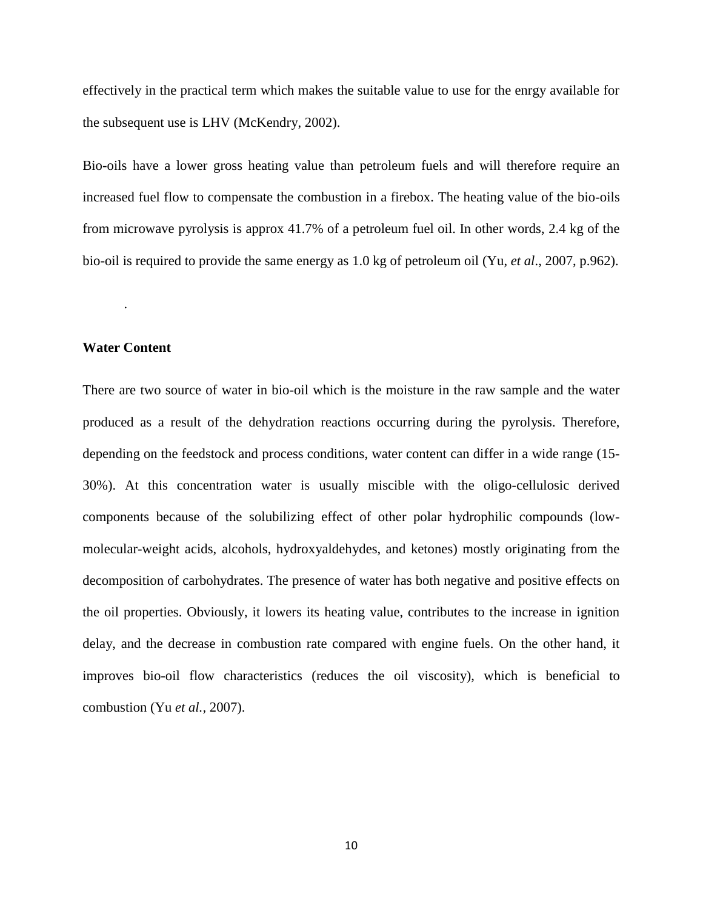effectively in the practical term which makes the suitable value to use for the enrgy available for the subsequent use is LHV (McKendry, 2002).

Bio-oils have a lower gross heating value than petroleum fuels and will therefore require an increased fuel flow to compensate the combustion in a firebox. The heating value of the bio-oils from microwave pyrolysis is approx 41.7% of a petroleum fuel oil. In other words, 2.4 kg of the bio-oil is required to provide the same energy as 1.0 kg of petroleum oil (Yu, *et al*., 2007, p.962).

.

**Water Content**

There are two source of water in bio-oil which is the moisture in the raw sample and the water produced as a result of the dehydration reactions occurring during the pyrolysis. Therefore, depending on the feedstock and process conditions, water content can differ in a wide range (15-30%). At this concentration water is usually miscible with the oligo-cellulosic derived components because of the solubilizing effect of other polar hydrophilic compounds (low-molecular-weight acids, alcohols, hydroxyaldehydes, and ketones) mostly originating from the decomposition of carbohydrates. The presence of water has both negative and positive effects on the oil properties. Obviously, it lowers its heating value, contributes to the increase in ignition delay, and the decrease in combustion rate compared with engine fuels. On the other hand, it improves bio-oil flow characteristics (reduces the oil viscosity), which is beneficial to combustion (Yu *et al.,* 2007).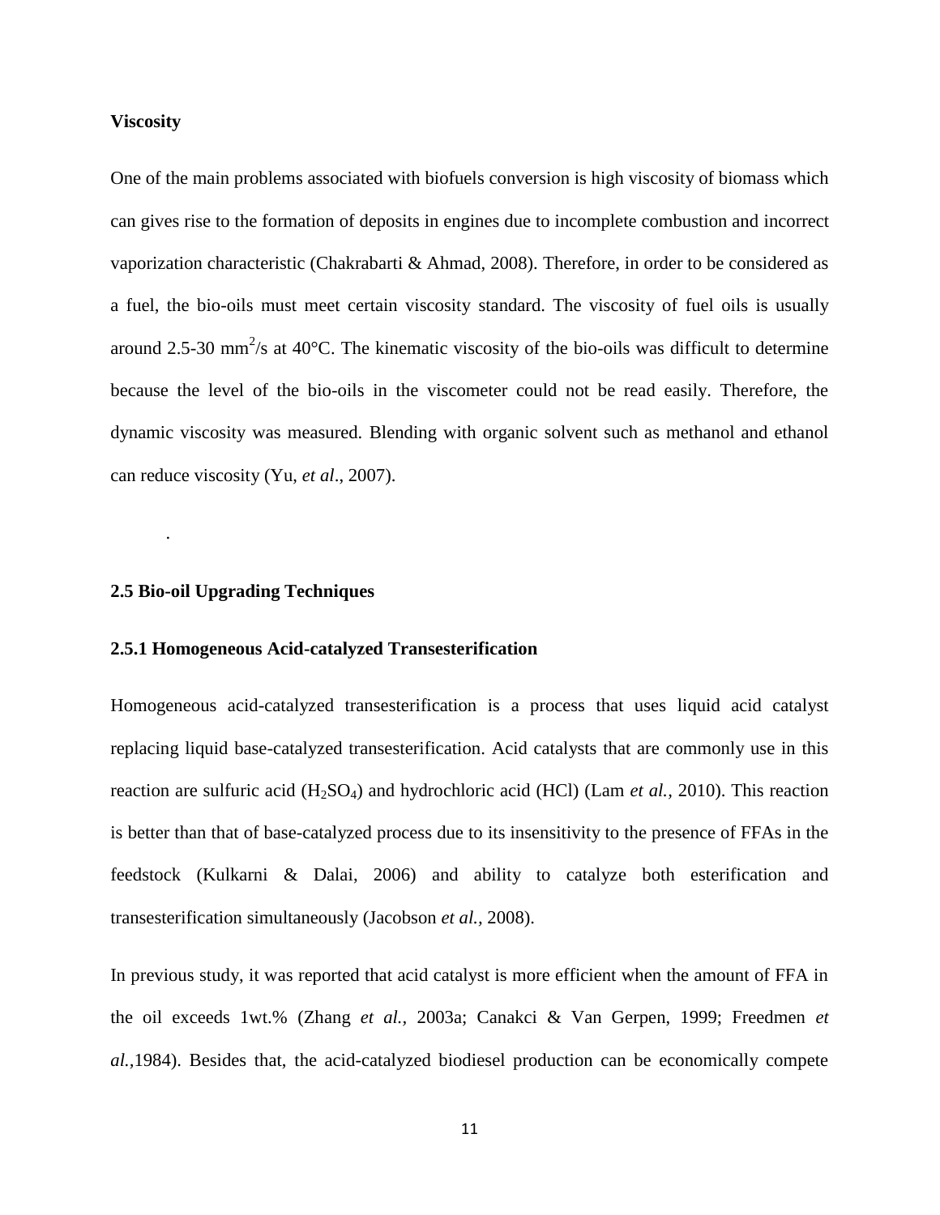**Viscosity**

One of the main problems associated with biofuels conversion is high viscosity of biomass which can gives rise to the formation of deposits in engines due to incomplete combustion and incorrect vaporization characteristic (Chakrabarti & Ahmad, 2008). Therefore, in order to be considered as a fuel, the bio-oils must meet certain viscosity standard. The viscosity of fuel oils is usually around 2.5-30 $mm^2/s$ at 40°C. The kinematic viscosity of the bio-oils was difficult to determine because the level of the bio-oils in the viscometer could not be read easily. Therefore, the dynamic viscosity was measured. Blending with organic solvent such as methanol and ethanol can reduce viscosity (Yu, *et al*., 2007).

.

## 2.5 Bio-oil Upgrading Techniques

### 2.5.1 Homogeneous Acid-catalyzed Transesterification

Homogeneous acid-catalyzed transesterification is a process that uses liquid acid catalyst replacing liquid base-catalyzed transesterification. Acid catalysts that are commonly use in this reaction are sulfuric acid ($H_2SO_4$) and hydrochloric acid (HCl) (Lam *et al.,* 2010). This reaction is better than that of base-catalyzed process due to its insensitivity to the presence of FFAs in the feedstock (Kulkarni & Dalai, 2006) and ability to catalyze both esterification and transesterification simultaneously (Jacobson *et al.,* 2008).

In previous study, it was reported that acid catalyst is more efficient when the amount of FFA in the oil exceeds 1wt.% (Zhang *et al.,* 2003a; Canakci & Van Gerpen, 1999; Freedmen *et al.,*1984). Besides that, the acid-catalyzed biodiesel production can be economically compete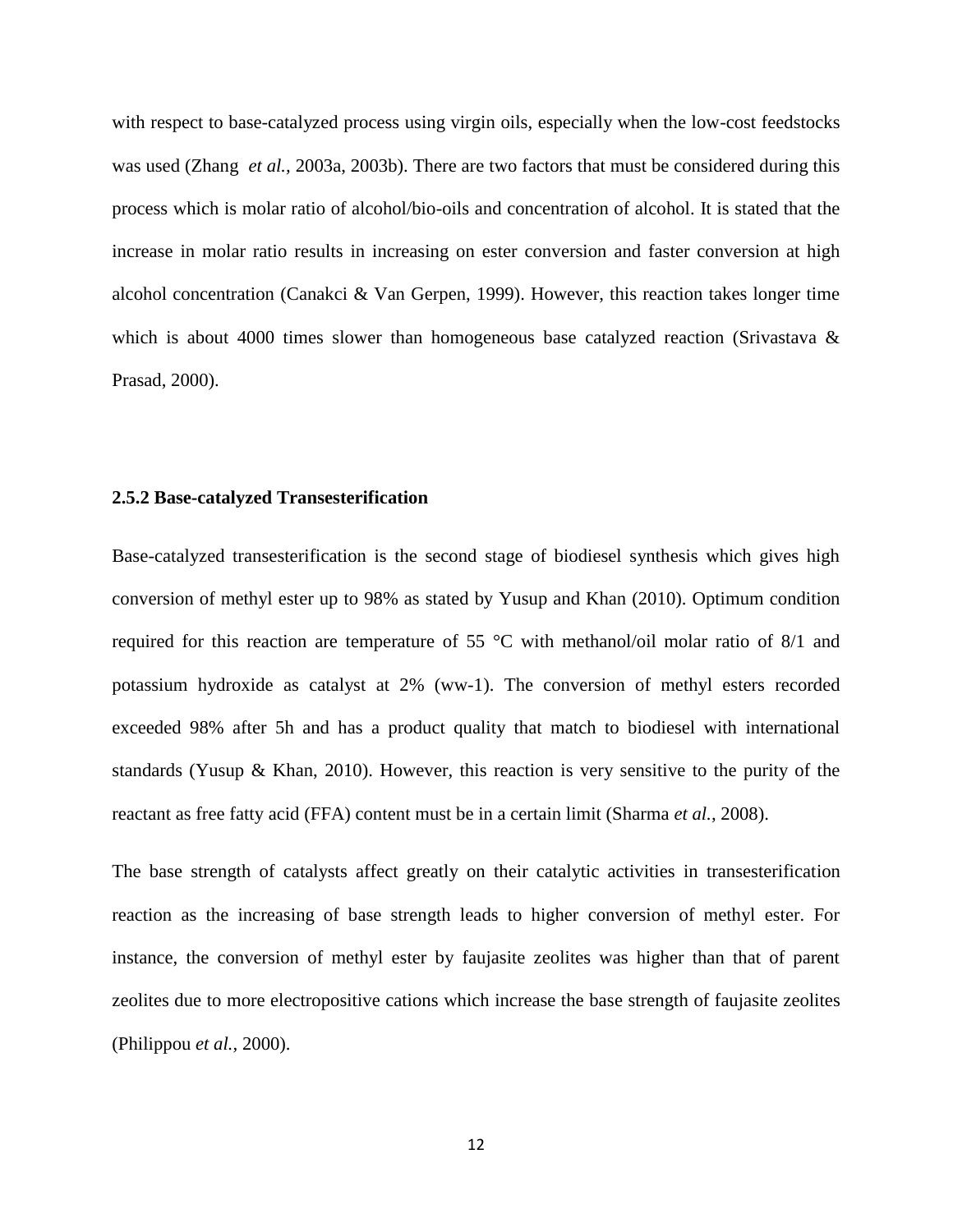with respect to base-catalyzed process using virgin oils, especially when the low-cost feedstocks was used (Zhang *et al.,* 2003a, 2003b). There are two factors that must be considered during this process which is molar ratio of alcohol/bio-oils and concentration of alcohol. It is stated that the increase in molar ratio results in increasing on ester conversion and faster conversion at high alcohol concentration (Canakci & Van Gerpen, 1999). However, this reaction takes longer time which is about 4000 times slower than homogeneous base catalyzed reaction (Srivastava & Prasad, 2000).

### 2.5.2 Base-catalyzed Transesterification

Base-catalyzed transesterification is the second stage of biodiesel synthesis which gives high conversion of methyl ester up to 98% as stated by Yusup and Khan (2010). Optimum condition required for this reaction are temperature of 55 °C with methanol/oil molar ratio of 8/1 and potassium hydroxide as catalyst at 2% (ww-1). The conversion of methyl esters recorded exceeded 98% after 5h and has a product quality that match to biodiesel with international standards (Yusup & Khan, 2010). However, this reaction is very sensitive to the purity of the reactant as free fatty acid (FFA) content must be in a certain limit (Sharma *et al.,* 2008).

The base strength of catalysts affect greatly on their catalytic activities in transesterification reaction as the increasing of base strength leads to higher conversion of methyl ester. For instance, the conversion of methyl ester by faujasite zeolites was higher than that of parent zeolites due to more electropositive cations which increase the base strength of faujasite zeolites (Philippou *et al.,* 2000).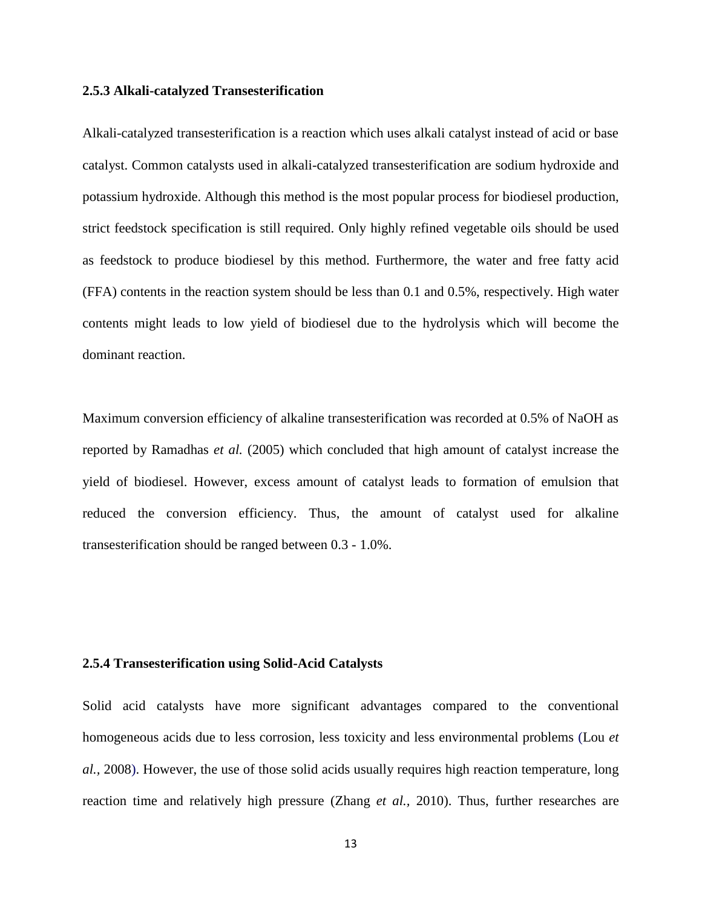### 2.5.3 Alkali-catalyzed Transesterification

Alkali-catalyzed transesterification is a reaction which uses alkali catalyst instead of acid or base catalyst. Common catalysts used in alkali-catalyzed transesterification are sodium hydroxide and potassium hydroxide. Although this method is the most popular process for biodiesel production, strict feedstock specification is still required. Only highly refined vegetable oils should be used as feedstock to produce biodiesel by this method. Furthermore, the water and free fatty acid (FFA) contents in the reaction system should be less than 0.1 and 0.5%, respectively. High water contents might leads to low yield of biodiesel due to the hydrolysis which will become the dominant reaction.

Maximum conversion efficiency of alkaline transesterification was recorded at 0.5% of NaOH as reported by Ramadhas *et al.* (2005) which concluded that high amount of catalyst increase the yield of biodiesel. However, excess amount of catalyst leads to formation of emulsion that reduced the conversion efficiency. Thus, the amount of catalyst used for alkaline transesterification should be ranged between 0.3 - 1.0%.

### 2.5.4 Transesterification using Solid-Acid Catalysts

Solid acid catalysts have more significant advantages compared to the conventional homogeneous acids due to less corrosion, less toxicity and less environmental problems (Lou *et al.*, 2008). However, the use of those solid acids usually requires high reaction temperature, long reaction time and relatively high pressure (Zhang *et al.*, 2010). Thus, further researches are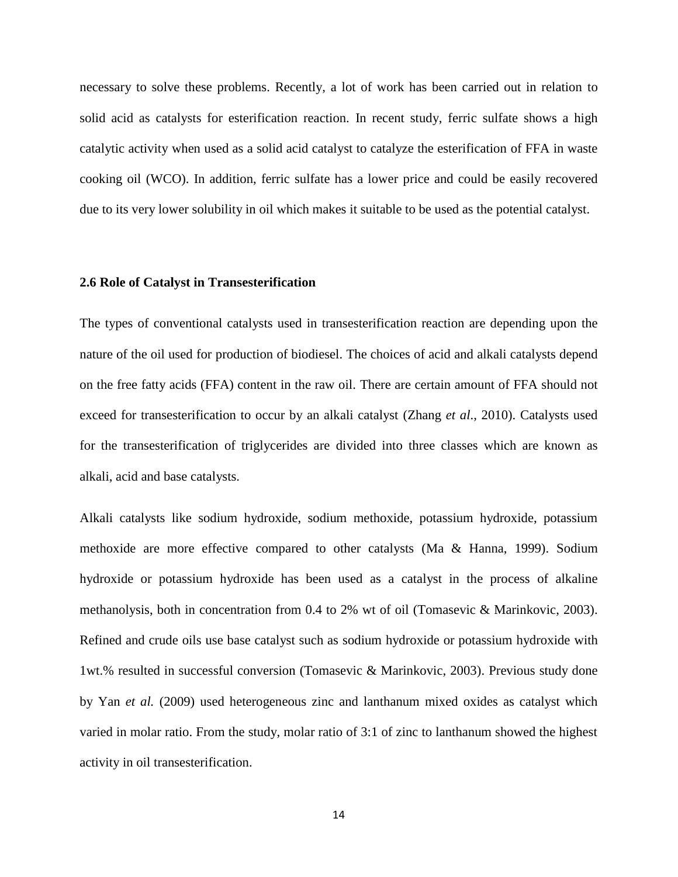necessary to solve these problems. Recently, a lot of work has been carried out in relation to solid acid as catalysts for esterification reaction. In recent study, ferric sulfate shows a high catalytic activity when used as a solid acid catalyst to catalyze the esterification of FFA in waste cooking oil (WCO). In addition, ferric sulfate has a lower price and could be easily recovered due to its very lower solubility in oil which makes it suitable to be used as the potential catalyst.

### 2.6 Role of Catalyst in Transesterification

The types of conventional catalysts used in transesterification reaction are depending upon the nature of the oil used for production of biodiesel. The choices of acid and alkali catalysts depend on the free fatty acids (FFA) content in the raw oil. There are certain amount of FFA should not exceed for transesterification to occur by an alkali catalyst (Zhang *et al*., 2010). Catalysts used for the transesterification of triglycerides are divided into three classes which are known as alkali, acid and base catalysts.

Alkali catalysts like sodium hydroxide, sodium methoxide, potassium hydroxide, potassium methoxide are more effective compared to other catalysts (Ma & Hanna, 1999). Sodium hydroxide or potassium hydroxide has been used as a catalyst in the process of alkaline methanolysis, both in concentration from 0.4 to 2% wt of oil (Tomasevic & Marinkovic, 2003). Refined and crude oils use base catalyst such as sodium hydroxide or potassium hydroxide with 1wt.% resulted in successful conversion (Tomasevic & Marinkovic, 2003). Previous study done by Yan *et al.* (2009) used heterogeneous zinc and lanthanum mixed oxides as catalyst which varied in molar ratio. From the study, molar ratio of 3:1 of zinc to lanthanum showed the highest activity in oil transesterification.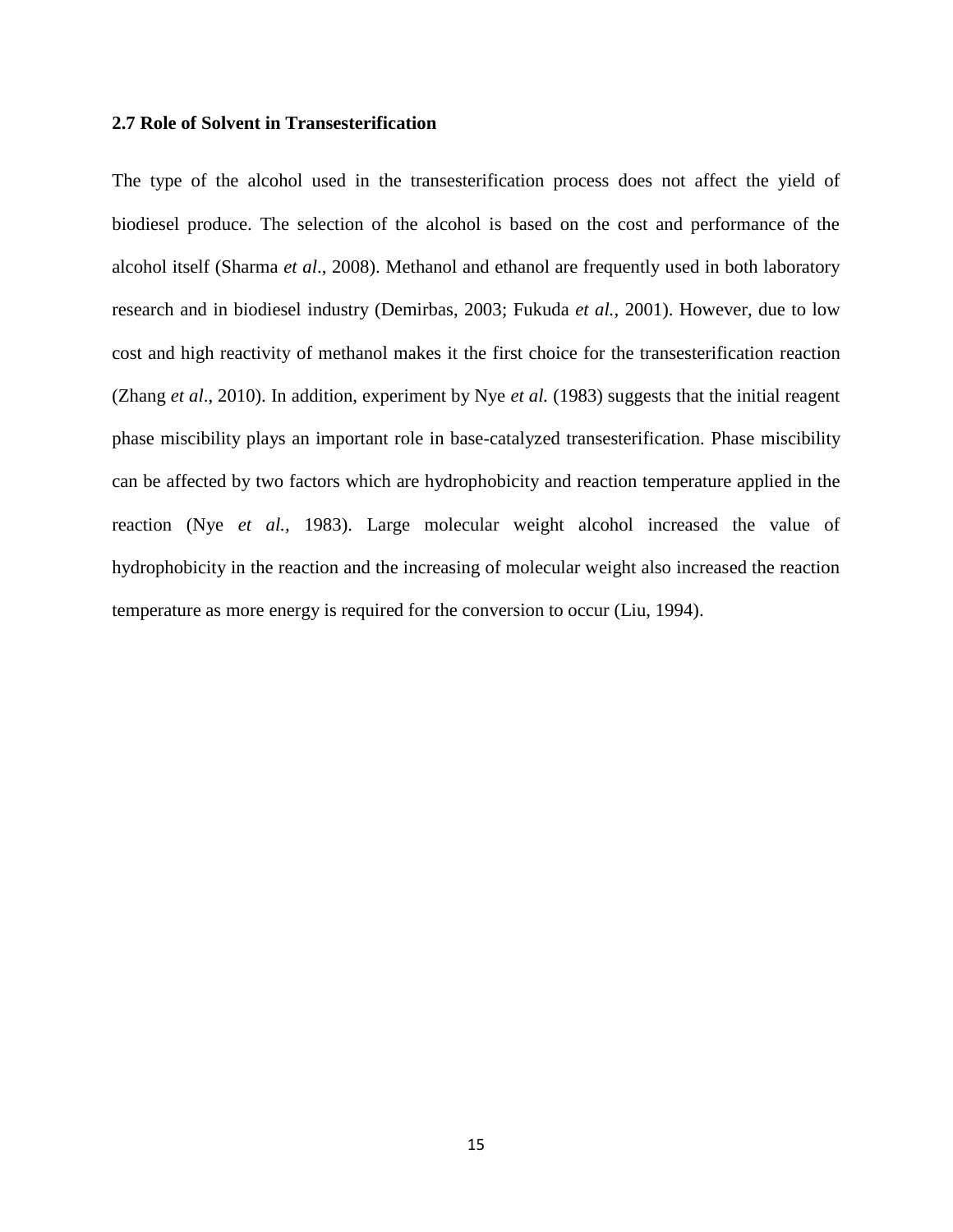### 2.7 Role of Solvent in Transesterification

The type of the alcohol used in the transesterification process does not affect the yield of biodiesel produce. The selection of the alcohol is based on the cost and performance of the alcohol itself (Sharma *et al*., 2008). Methanol and ethanol are frequently used in both laboratory research and in biodiesel industry (Demirbas, 2003; Fukuda *et al.*, 2001). However, due to low cost and high reactivity of methanol makes it the first choice for the transesterification reaction (Zhang *et al*., 2010). In addition, experiment by Nye *et al.* (1983) suggests that the initial reagent phase miscibility plays an important role in base-catalyzed transesterification. Phase miscibility can be affected by two factors which are hydrophobicity and reaction temperature applied in the reaction (Nye *et al.*, 1983). Large molecular weight alcohol increased the value of hydrophobicity in the reaction and the increasing of molecular weight also increased the reaction temperature as more energy is required for the conversion to occur (Liu, 1994).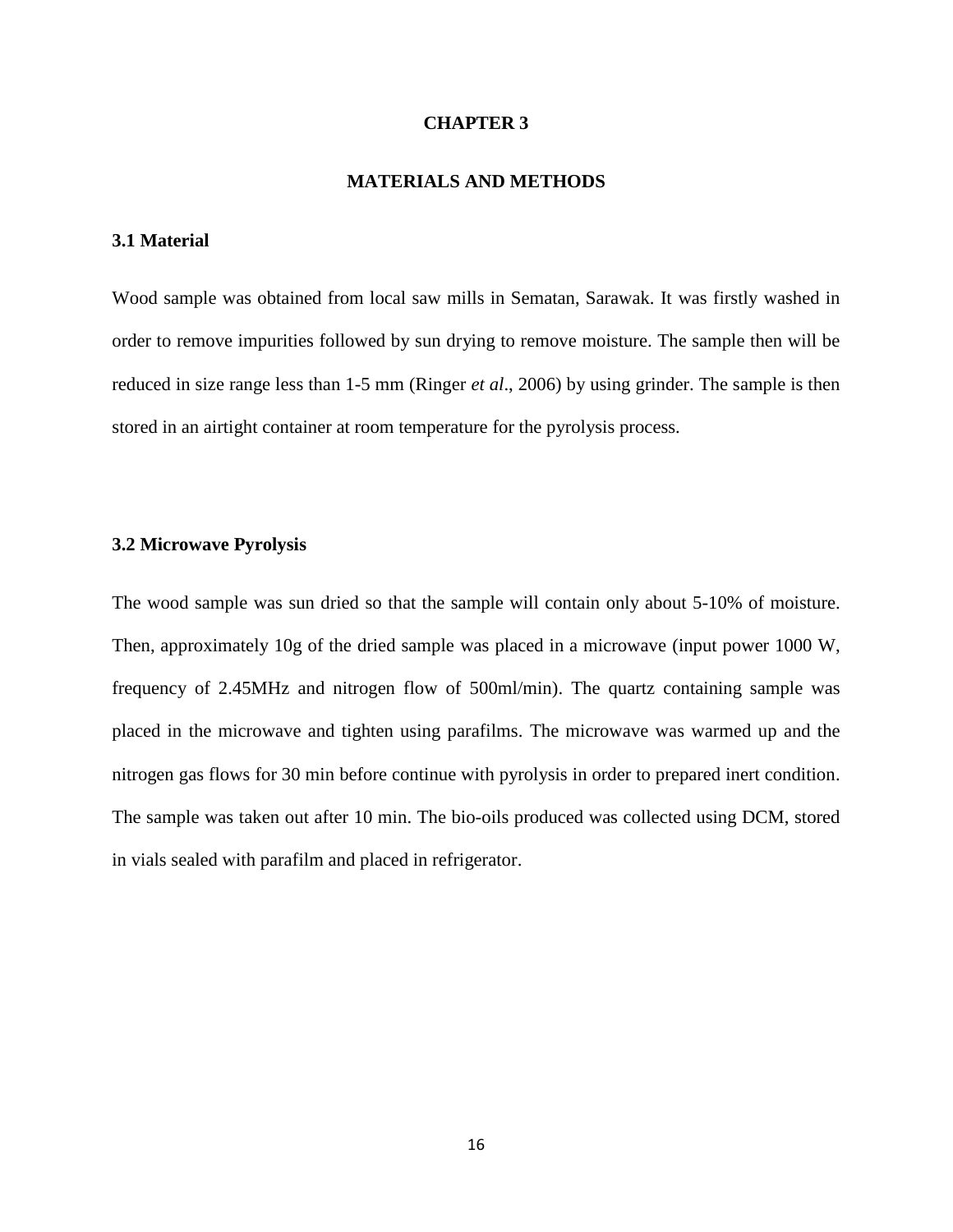# CHAPTER 3

# MATERIALS AND METHODS

## 3.1 Material

Wood sample was obtained from local saw mills in Sematan, Sarawak. It was firstly washed in order to remove impurities followed by sun drying to remove moisture. The sample then will be reduced in size range less than 1-5 mm (Ringer *et al*., 2006) by using grinder. The sample is then stored in an airtight container at room temperature for the pyrolysis process.

## 3.2 Microwave Pyrolysis

The wood sample was sun dried so that the sample will contain only about 5-10% of moisture. Then, approximately 10g of the dried sample was placed in a microwave (input power 1000 W, frequency of 2.45MHz and nitrogen flow of 500ml/min). The quartz containing sample was placed in the microwave and tighten using parafilms. The microwave was warmed up and the nitrogen gas flows for 30 min before continue with pyrolysis in order to prepared inert condition. The sample was taken out after 10 min. The bio-oils produced was collected using DCM, stored in vials sealed with parafilm and placed in refrigerator.